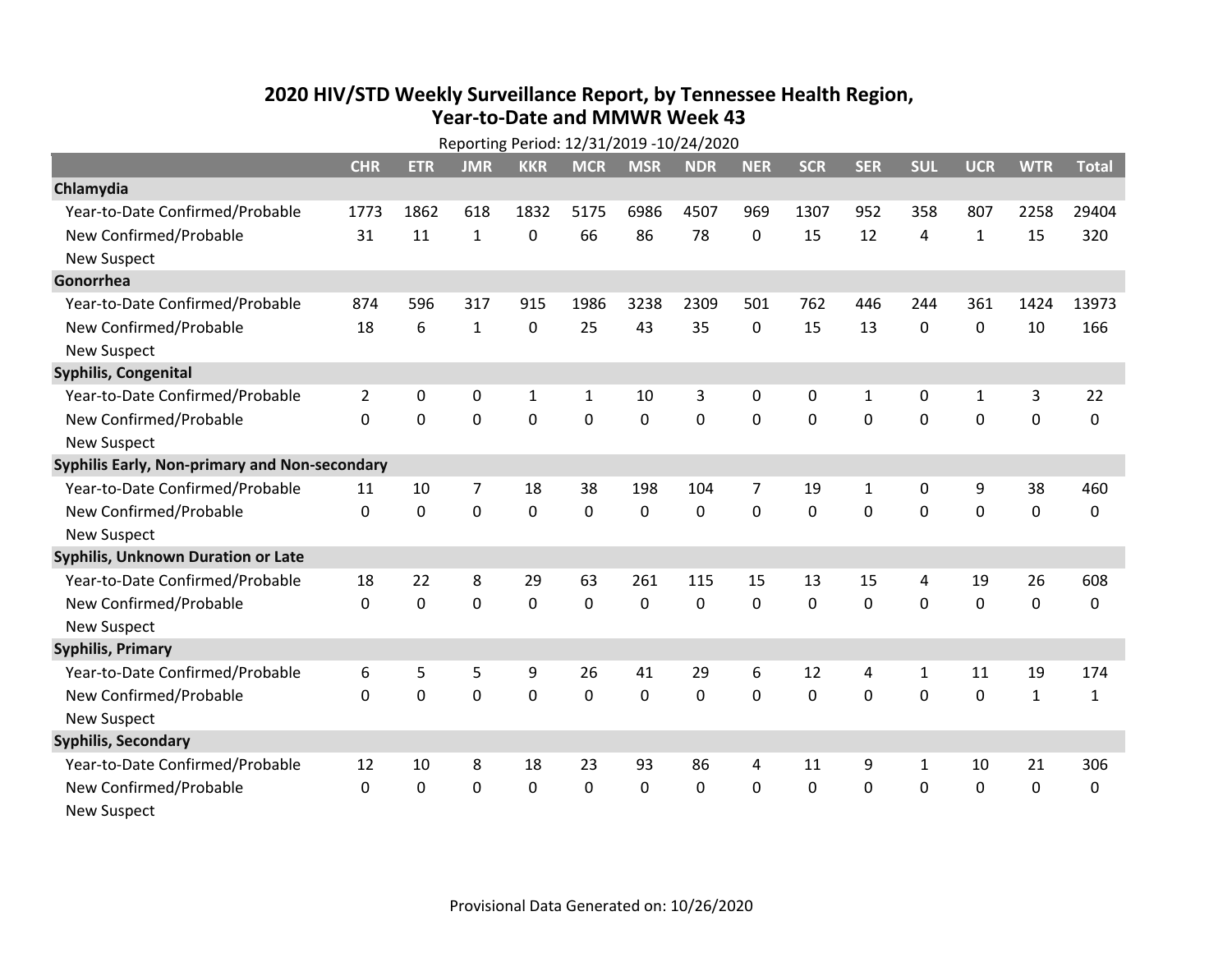# 2020 HIV/STD Weekly Surveillance Report, by Tennessee Health Region, Year-to-Date and MMWR Week 43

Reporting Period: 12/31/2019 -10/24/2020

| | CHR | ETR | JMR | KKR | MCR | MSR | NDR | NER | SCR | SER | SUL | UCR | WTR | Total |
|---|---|---|---|---|---|---|---|---|---|---|---|---|---|---|
| **Chlamydia** | | | | | | | | | | | | | | |
| Year-to-Date Confirmed/Probable | 1773 | 1862 | 618 | 1832 | 5175 | 6986 | 4507 | 969 | 1307 | 952 | 358 | 807 | 2258 | 29404 |
| New Confirmed/Probable | 31 | 11 | 1 | 0 | 66 | 86 | 78 | 0 | 15 | 12 | 4 | 1 | 15 | 320 |
| New Suspect | | | | | | | | | | | | | | |
| **Gonorrhea** | | | | | | | | | | | | | | |
| Year-to-Date Confirmed/Probable | 874 | 596 | 317 | 915 | 1986 | 3238 | 2309 | 501 | 762 | 446 | 244 | 361 | 1424 | 13973 |
| New Confirmed/Probable | 18 | 6 | 1 | 0 | 25 | 43 | 35 | 0 | 15 | 13 | 0 | 0 | 10 | 166 |
| New Suspect | | | | | | | | | | | | | | |
| **Syphilis, Congenital** | | | | | | | | | | | | | | |
| Year-to-Date Confirmed/Probable | 2 | 0 | 0 | 1 | 1 | 10 | 3 | 0 | 0 | 1 | 0 | 1 | 3 | 22 |
| New Confirmed/Probable | 0 | 0 | 0 | 0 | 0 | 0 | 0 | 0 | 0 | 0 | 0 | 0 | 0 | 0 |
| New Suspect | | | | | | | | | | | | | | |
| **Syphilis Early, Non-primary and Non-secondary** | | | | | | | | | | | | | | |
| Year-to-Date Confirmed/Probable | 11 | 10 | 7 | 18 | 38 | 198 | 104 | 7 | 19 | 1 | 0 | 9 | 38 | 460 |
| New Confirmed/Probable | 0 | 0 | 0 | 0 | 0 | 0 | 0 | 0 | 0 | 0 | 0 | 0 | 0 | 0 |
| New Suspect | | | | | | | | | | | | | | |
| **Syphilis, Unknown Duration or Late** | | | | | | | | | | | | | | |
| Year-to-Date Confirmed/Probable | 18 | 22 | 8 | 29 | 63 | 261 | 115 | 15 | 13 | 15 | 4 | 19 | 26 | 608 |
| New Confirmed/Probable | 0 | 0 | 0 | 0 | 0 | 0 | 0 | 0 | 0 | 0 | 0 | 0 | 0 | 0 |
| New Suspect | | | | | | | | | | | | | | |
| **Syphilis, Primary** | | | | | | | | | | | | | | |
| Year-to-Date Confirmed/Probable | 6 | 5 | 5 | 9 | 26 | 41 | 29 | 6 | 12 | 4 | 1 | 11 | 19 | 174 |
| New Confirmed/Probable | 0 | 0 | 0 | 0 | 0 | 0 | 0 | 0 | 0 | 0 | 0 | 0 | 1 | 1 |
| New Suspect | | | | | | | | | | | | | | |
| **Syphilis, Secondary** | | | | | | | | | | | | | | |
| Year-to-Date Confirmed/Probable | 12 | 10 | 8 | 18 | 23 | 93 | 86 | 4 | 11 | 9 | 1 | 10 | 21 | 306 |
| New Confirmed/Probable | 0 | 0 | 0 | 0 | 0 | 0 | 0 | 0 | 0 | 0 | 0 | 0 | 0 | 0 |
| New Suspect | | | | | | | | | | | | | | |

Provisional Data Generated on: 10/26/2020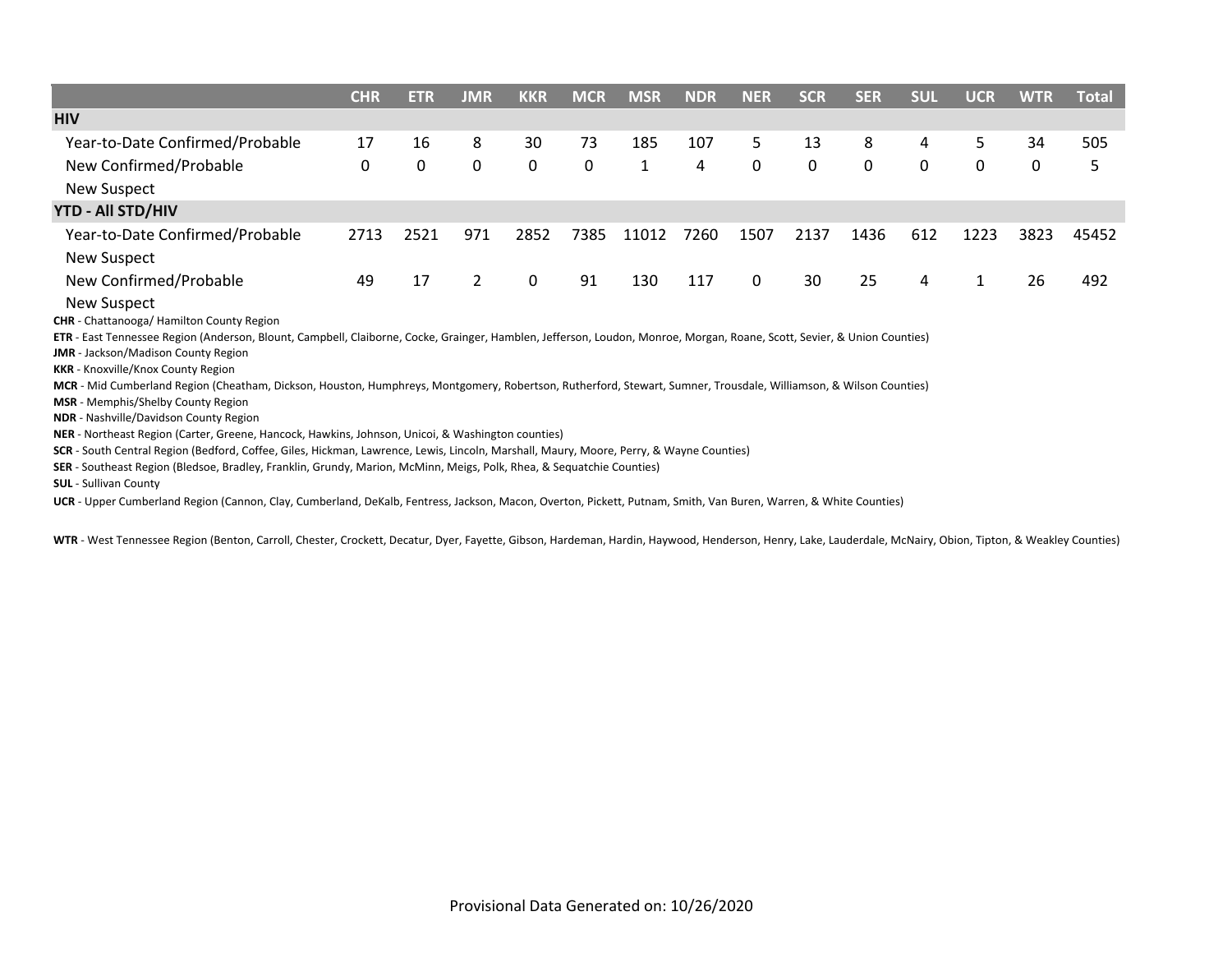| | CHR | ETR | JMR | KKR | MCR | MSR | NDR | NER | SCR | SER | SUL | UCR | WTR | Total |
|---|---|---|---|---|---|---|---|---|---|---|---|---|---|---|
| **HIV** | | | | | | | | | | | | | | |
| Year-to-Date Confirmed/Probable | 17 | 16 | 8 | 30 | 73 | 185 | 107 | 5 | 13 | 8 | 4 | 5 | 34 | 505 |
| New Confirmed/Probable | 0 | 0 | 0 | 0 | 0 | 1 | 4 | 0 | 0 | 0 | 0 | 0 | 0 | 5 |
| New Suspect | | | | | | | | | | | | | | |
| **YTD - All STD/HIV** | | | | | | | | | | | | | | |
| Year-to-Date Confirmed/Probable | 2713 | 2521 | 971 | 2852 | 7385 | 11012 | 7260 | 1507 | 2137 | 1436 | 612 | 1223 | 3823 | 45452 |
| New Suspect | | | | | | | | | | | | | | |
| New Confirmed/Probable | 49 | 17 | 2 | 0 | 91 | 130 | 117 | 0 | 30 | 25 | 4 | 1 | 26 | 492 |
| New Suspect | | | | | | | | | | | | | | |

**CHR** - Chattanooga/ Hamilton County Region

**ETR** - East Tennessee Region (Anderson, Blount, Campbell, Claiborne, Cocke, Grainger, Hamblen, Jefferson, Loudon, Monroe, Morgan, Roane, Scott, Sevier, & Union Counties)

**JMR** - Jackson/Madison County Region

**KKR** - Knoxville/Knox County Region

**MCR** - Mid Cumberland Region (Cheatham, Dickson, Houston, Humphreys, Montgomery, Robertson, Rutherford, Stewart, Sumner, Trousdale, Williamson, & Wilson Counties)

**MSR** - Memphis/Shelby County Region

**NDR** - Nashville/Davidson County Region

**NER** - Northeast Region (Carter, Greene, Hancock, Hawkins, Johnson, Unicoi, & Washington counties)

**SCR** - South Central Region (Bedford, Coffee, Giles, Hickman, Lawrence, Lewis, Lincoln, Marshall, Maury, Moore, Perry, & Wayne Counties)

**SER** - Southeast Region (Bledsoe, Bradley, Franklin, Grundy, Marion, McMinn, Meigs, Polk, Rhea, & Sequatchie Counties)

**SUL** - Sullivan County

**UCR** - Upper Cumberland Region (Cannon, Clay, Cumberland, DeKalb, Fentress, Jackson, Macon, Overton, Pickett, Putnam, Smith, Van Buren, Warren, & White Counties)

**WTR** - West Tennessee Region (Benton, Carroll, Chester, Crockett, Decatur, Dyer, Fayette, Gibson, Hardeman, Hardin, Haywood, Henderson, Henry, Lake, Lauderdale, McNairy, Obion, Tipton, & Weakley Counties)

Provisional Data Generated on: 10/26/2020